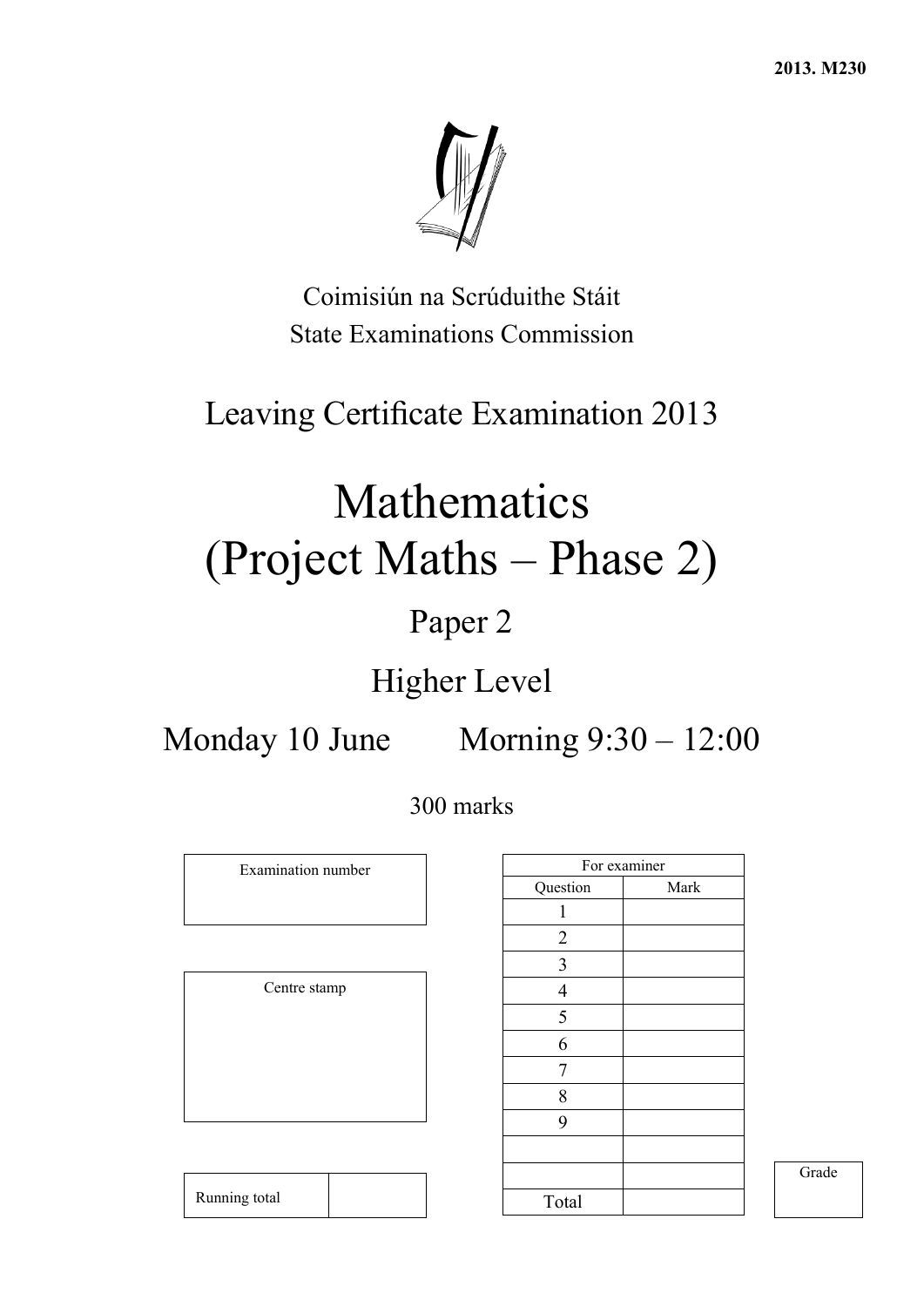2013. M230

Coimisiún na Scrúduithe Stáit
State Examinations Commission

# Leaving Certificate Examination 2013

# Mathematics (Project Maths – Phase 2)

## Paper 2

## Higher Level

**Monday 10 June    Morning 9:30 – 12:00**

300 marks

| Examination number |
|---|
| |

| Centre stamp |
|---|
| |

| Running total | |
|---|---|

| For examiner | |
|---|---|
| Question | Mark |
| 1 | |
| 2 | |
| 3 | |
| 4 | |
| 5 | |
| 6 | |
| 7 | |
| 8 | |
| 9 | |
| | |
| | |
| Total | |

| Grade |
|---|
| |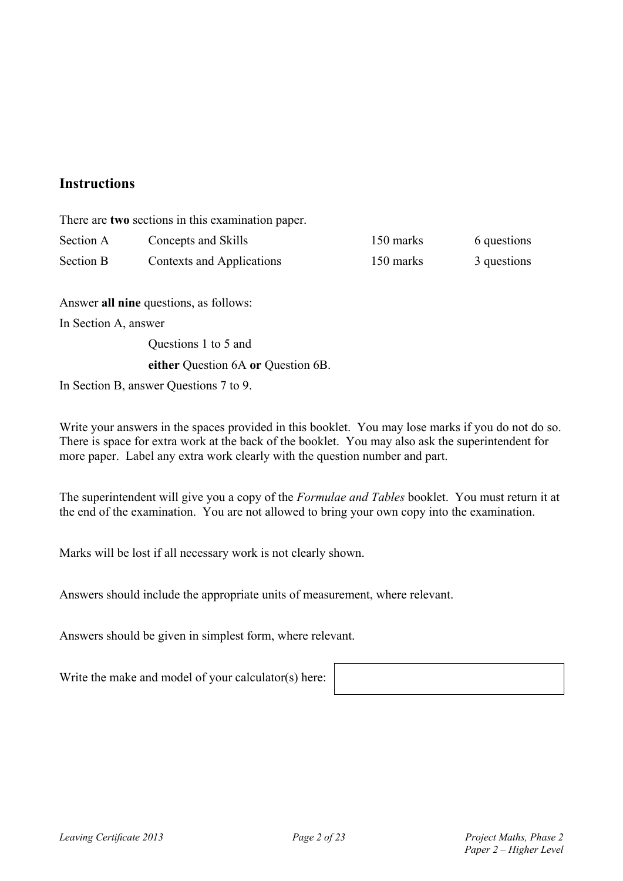## Instructions

There are **two** sections in this examination paper.

| | | | |
|---|---|---|---|
| Section A | Concepts and Skills | 150 marks | 6 questions |
| Section B | Contexts and Applications | 150 marks | 3 questions |

Answer **all nine** questions, as follows:

In Section A, answer

Questions 1 to 5 and

**either** Question 6A **or** Question 6B.

In Section B, answer Questions 7 to 9.

Write your answers in the spaces provided in this booklet. You may lose marks if you do not do so. There is space for extra work at the back of the booklet. You may also ask the superintendent for more paper. Label any extra work clearly with the question number and part.

The superintendent will give you a copy of the *Formulae and Tables* booklet. You must return it at the end of the examination. You are not allowed to bring your own copy into the examination.

Marks will be lost if all necessary work is not clearly shown.

Answers should include the appropriate units of measurement, where relevant.

Answers should be given in simplest form, where relevant.

Write the make and model of your calculator(s) here: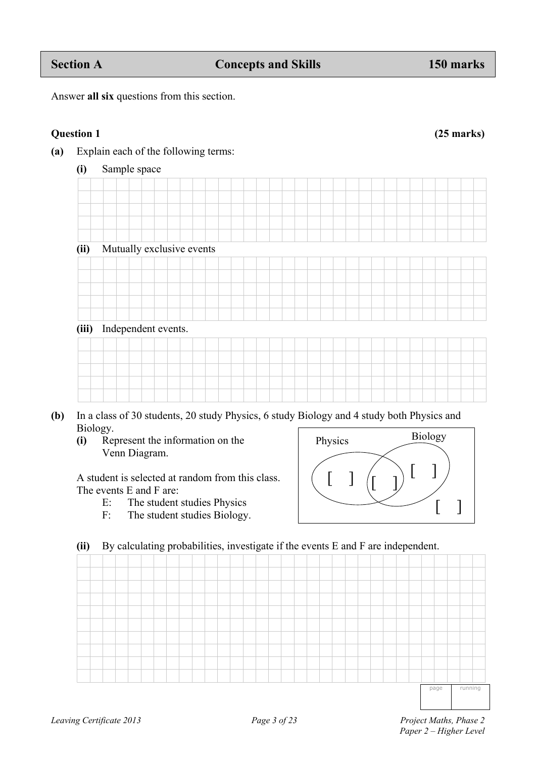## Section A — Concepts and Skills — 150 marks

Answer **all six** questions from this section.

**Question 1** **(25 marks)**

**(a)** Explain each of the following terms:

**(i)** Sample space

**(ii)** Mutually exclusive events

**(iii)** Independent events.

**(b)** In a class of 30 students, 20 study Physics, 6 study Biology and 4 study both Physics and Biology.

**(i)** Represent the information on the Venn Diagram.

Physics [ ] [ ] [ ] Biology

[ ]

A student is selected at random from this class.
The events E and F are:

E: The student studies Physics
F: The student studies Biology.

**(ii)** By calculating probabilities, investigate if the events E and F are independent.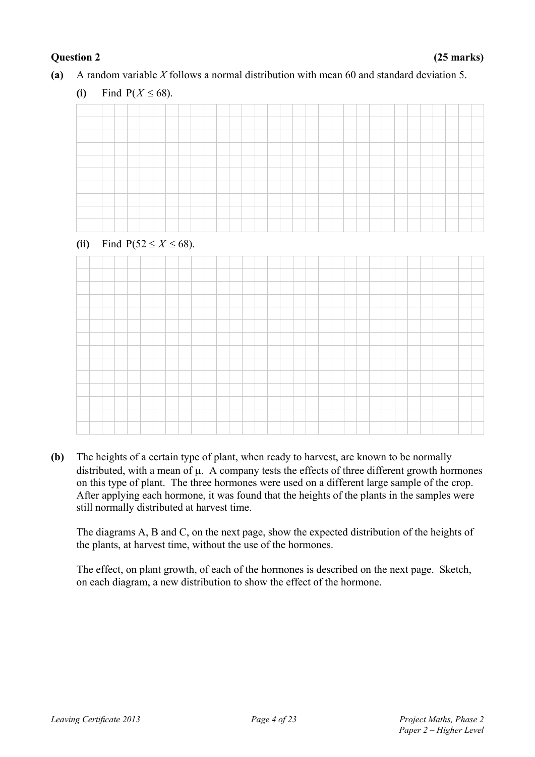**Question 2** **(25 marks)**

**(a)** A random variable $X$ follows a normal distribution with mean 60 and standard deviation 5.

**(i)** Find $P(X \leq 68)$.

**(ii)** Find $P(52 \leq X \leq 68)$.

**(b)** The heights of a certain type of plant, when ready to harvest, are known to be normally distributed, with a mean of $\mu$. A company tests the effects of three different growth hormones on this type of plant. The three hormones were used on a different large sample of the crop. After applying each hormone, it was found that the heights of the plants in the samples were still normally distributed at harvest time.

The diagrams A, B and C, on the next page, show the expected distribution of the heights of the plants, at harvest time, without the use of the hormones.

The effect, on plant growth, of each of the hormones is described on the next page. Sketch, on each diagram, a new distribution to show the effect of the hormone.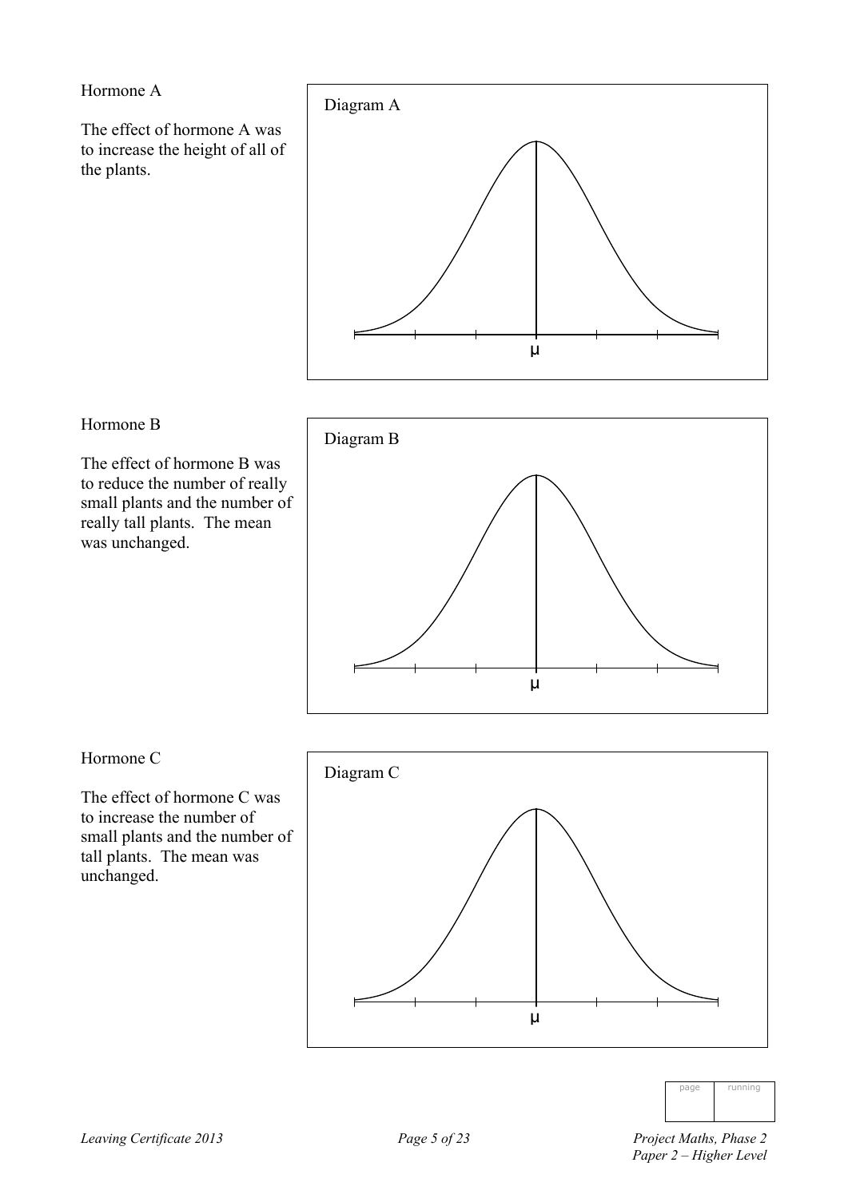Hormone A

The effect of hormone A was to increase the height of all of the plants.

Diagram A

$\mu$

Hormone B

The effect of hormone B was to reduce the number of really small plants and the number of really tall plants. The mean was unchanged.

Diagram B

$\mu$

Hormone C

The effect of hormone C was to increase the number of small plants and the number of tall plants. The mean was unchanged.

Diagram C

$\mu$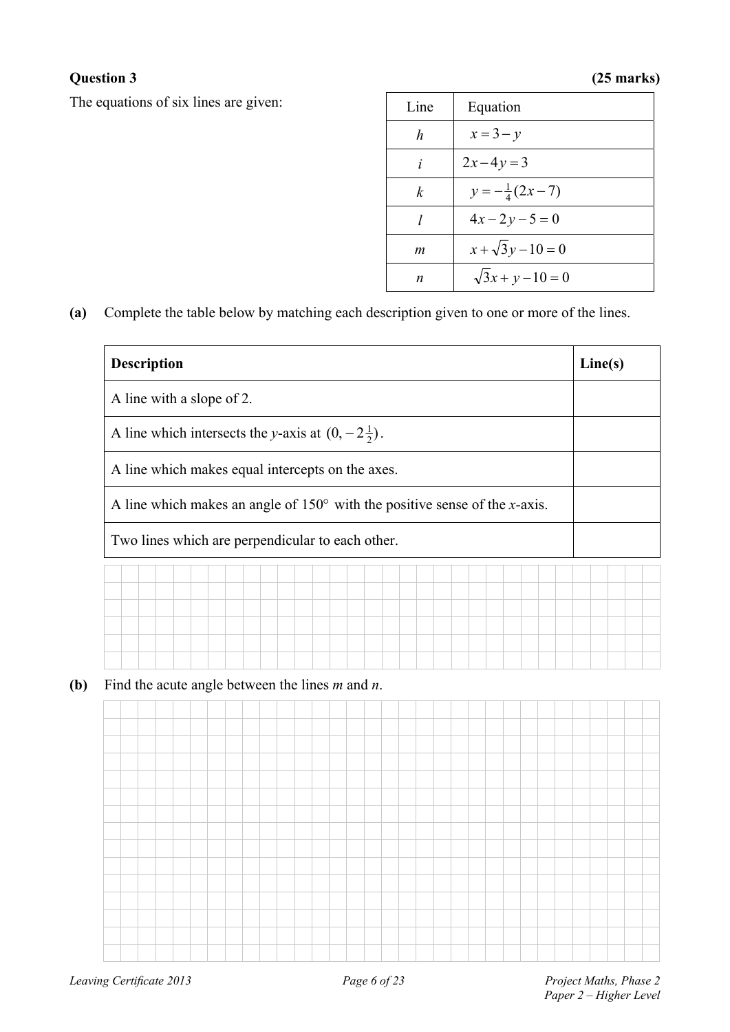**Question 3** **(25 marks)**

The equations of six lines are given:

| Line | Equation |
|---|---|
| $h$ | $x = 3 - y$ |
| $i$ | $2x - 4y = 3$ |
| $k$ | $y = -\frac{1}{4}(2x - 7)$ |
| $l$ | $4x - 2y - 5 = 0$ |
| $m$ | $x + \sqrt{3}y - 10 = 0$ |
| $n$ | $\sqrt{3}x + y - 10 = 0$ |

**(a)** Complete the table below by matching each description given to one or more of the lines.

| **Description** | **Line(s)** |
|---|---|
| A line with a slope of 2. | |
| A line which intersects the $y$-axis at $(0, -2\frac{1}{2})$. | |
| A line which makes equal intercepts on the axes. | |
| A line which makes an angle of $150°$ with the positive sense of the $x$-axis. | |
| Two lines which are perpendicular to each other. | |

**(b)** Find the acute angle between the lines $m$ and $n$.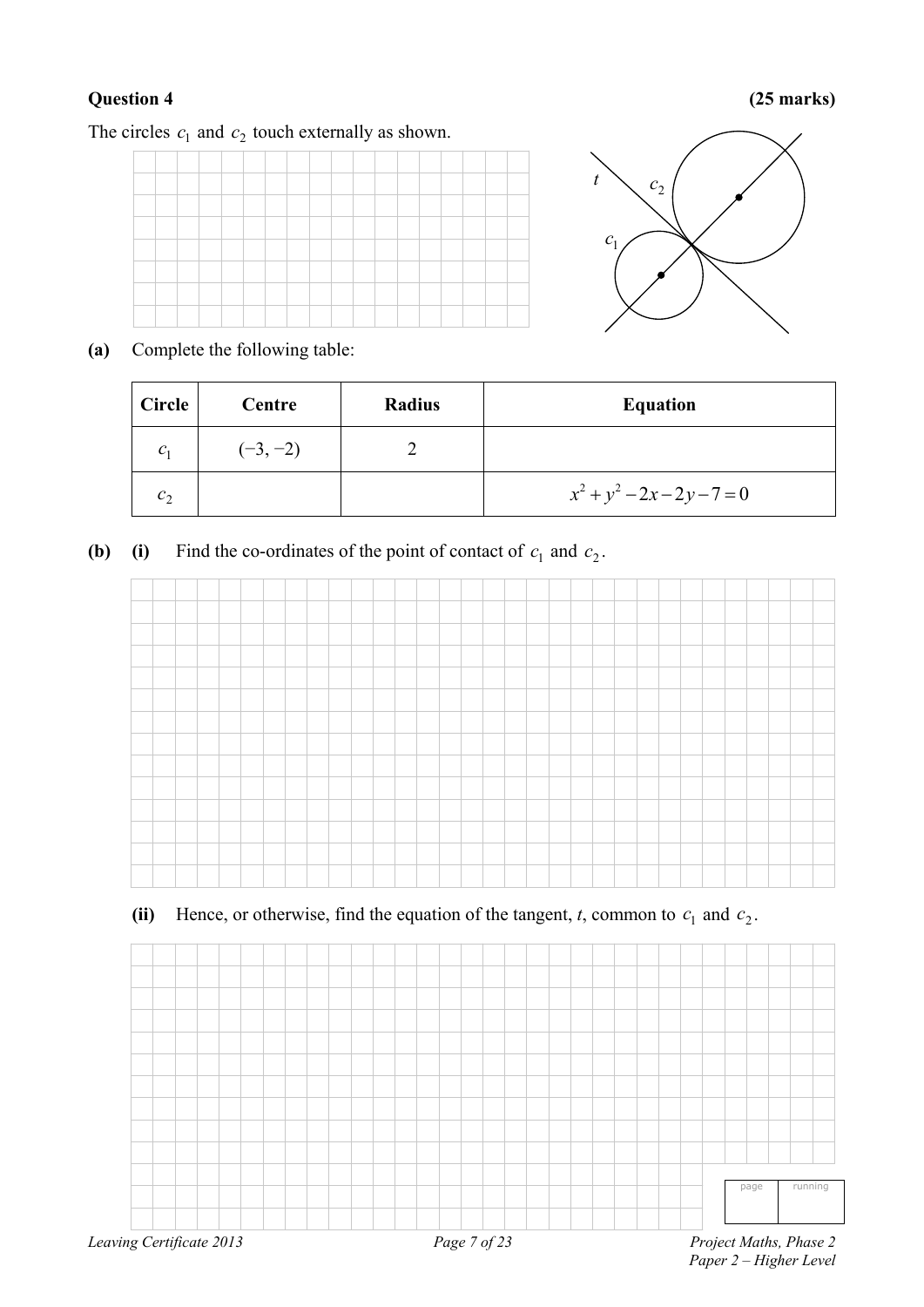## Question 4

**(25 marks)**

The circles $c_1$ and $c_2$ touch externally as shown.

**(a)** Complete the following table:

| Circle | Centre | Radius | Equation |
|---|---|---|---|
| $c_1$ | $(-3, -2)$ | 2 | |
| $c_2$ | | | $x^2 + y^2 - 2x - 2y - 7 = 0$ |

**(b)** **(i)** Find the co-ordinates of the point of contact of $c_1$ and $c_2$.

**(ii)** Hence, or otherwise, find the equation of the tangent, $t$, common to $c_1$ and $c_2$.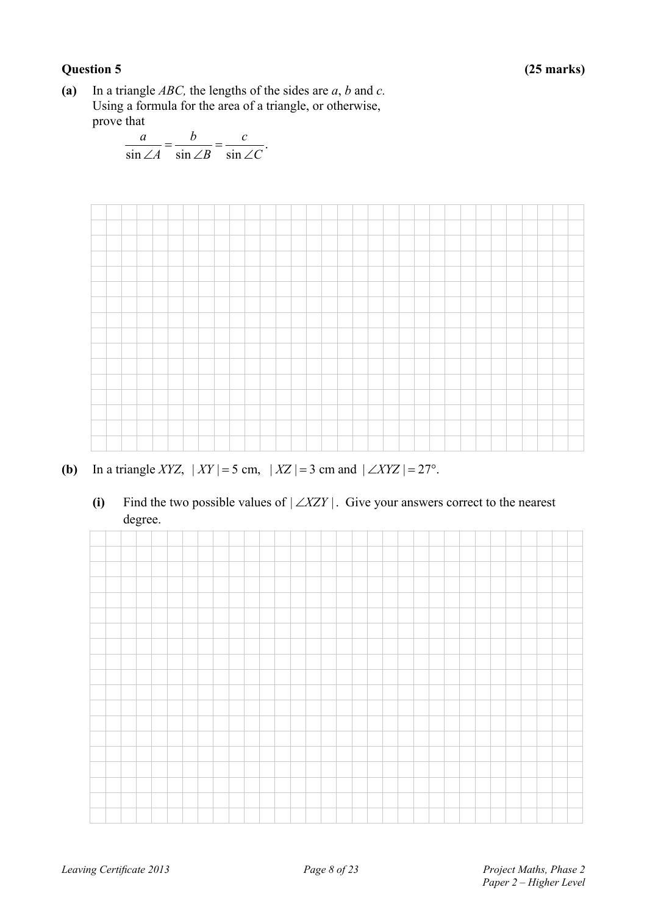**Question 5** **(25 marks)**

**(a)** In a triangle *ABC*, the lengths of the sides are $a$, $b$ and $c$. Using a formula for the area of a triangle, or otherwise, prove that

$$\frac{a}{\sin \angle A} = \frac{b}{\sin \angle B} = \frac{c}{\sin \angle C}.$$

**(b)** In a triangle *XYZ*, $|XY| = 5$ cm, $|XZ| = 3$ cm and $|\angle XYZ| = 27°$.

**(i)** Find the two possible values of $|\angle XZY|$. Give your answers correct to the nearest degree.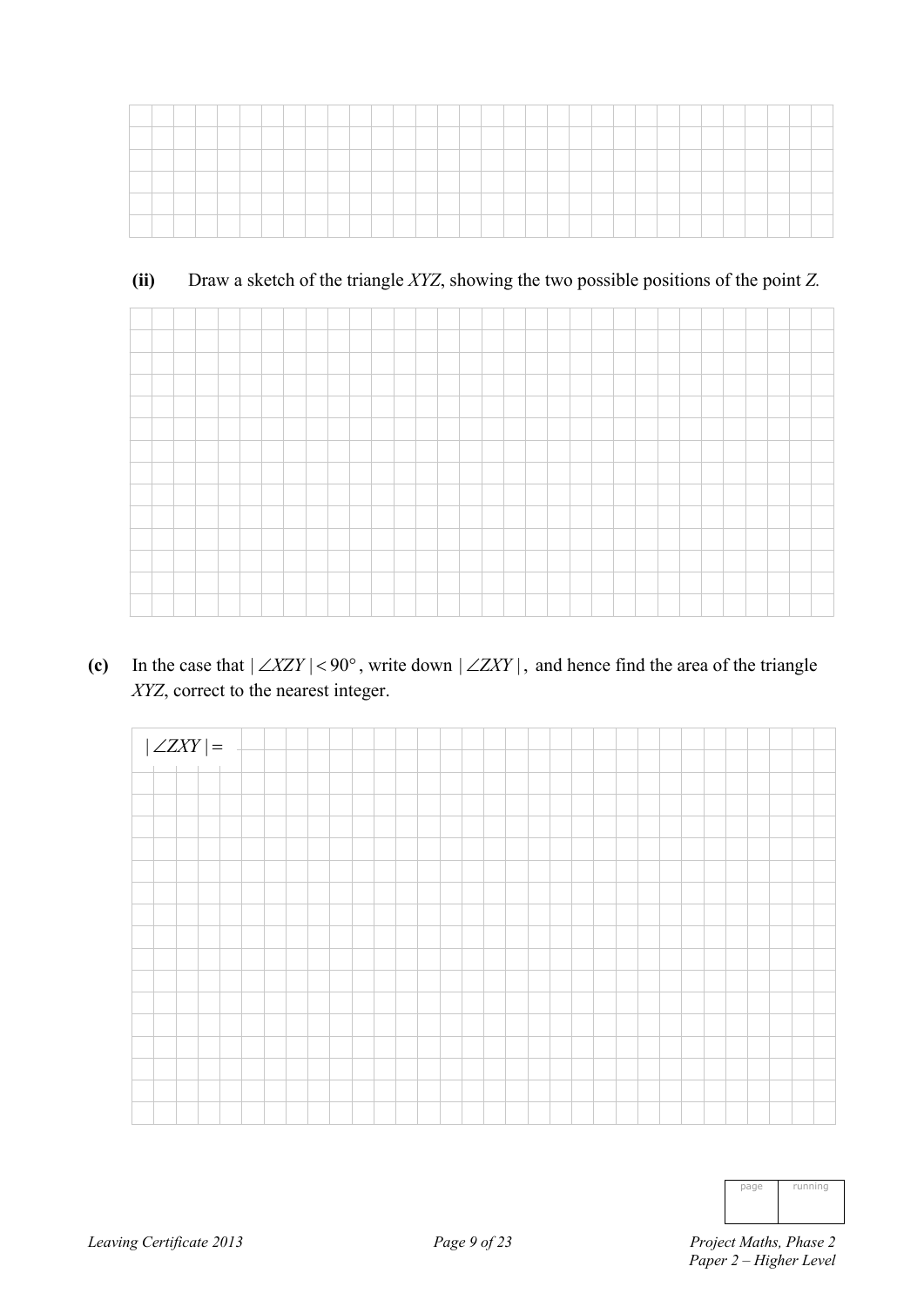**(ii)** Draw a sketch of the triangle $XYZ$, showing the two possible positions of the point $Z$.

**(c)** In the case that $|\angle XZY| < 90^\circ$, write down $|\angle ZXY|$, and hence find the area of the triangle $XYZ$, correct to the nearest integer.

$|\angle ZXY| =$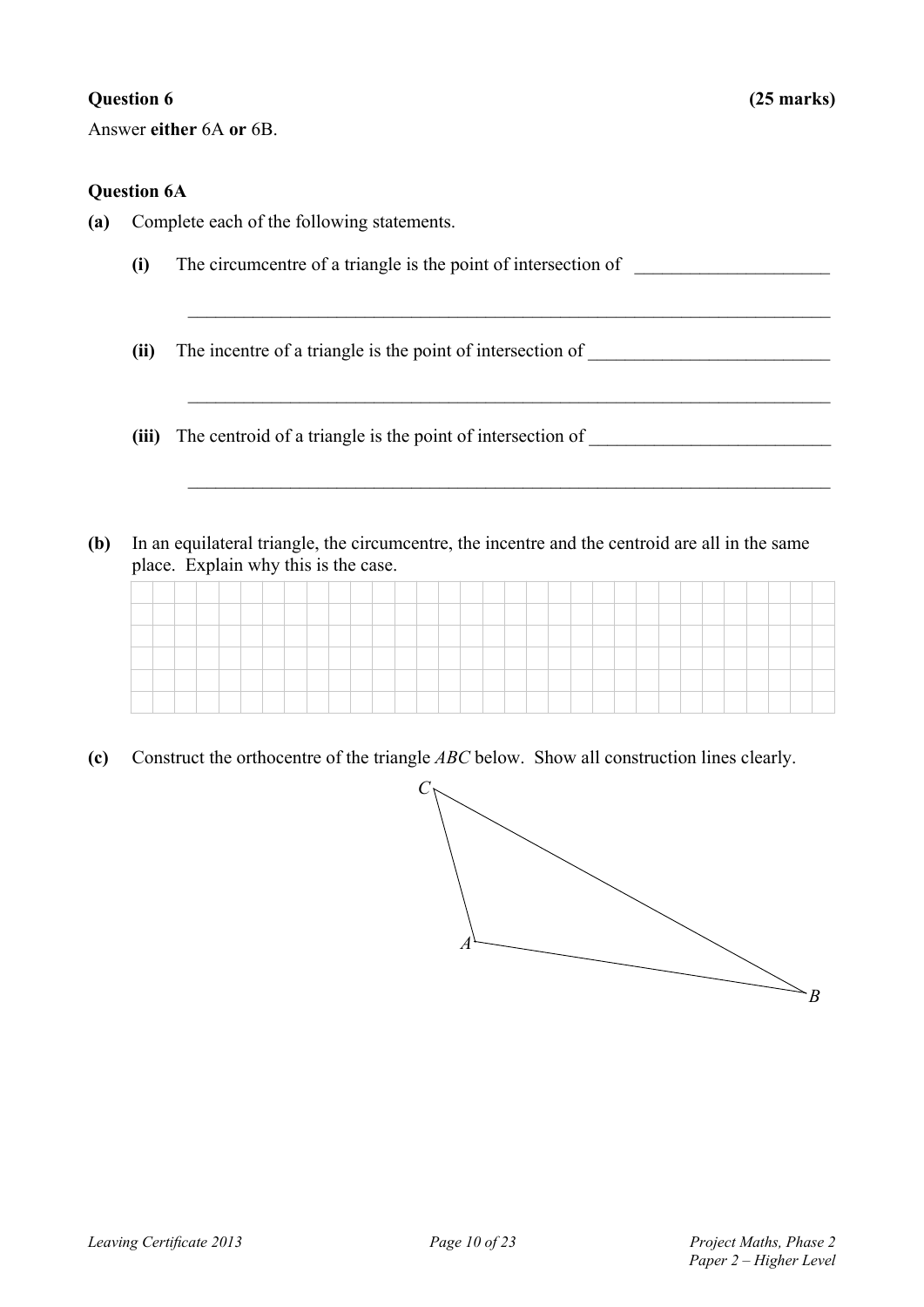**Question 6** **(25 marks)**

Answer **either** 6A **or** 6B.

**Question 6A**

**(a)** Complete each of the following statements.

**(i)** The circumcentre of a triangle is the point of intersection of \_\_\_\_\_\_\_\_\_\_\_\_\_\_\_\_\_\_\_\_

\_\_\_\_\_\_\_\_\_\_\_\_\_\_\_\_\_\_\_\_\_\_\_\_\_\_\_\_\_\_\_\_\_\_\_\_\_\_\_\_\_\_\_\_\_\_\_\_\_\_\_\_\_\_\_\_\_\_\_\_\_\_\_\_

**(ii)** The incentre of a triangle is the point of intersection of \_\_\_\_\_\_\_\_\_\_\_\_\_\_\_\_\_\_\_\_

\_\_\_\_\_\_\_\_\_\_\_\_\_\_\_\_\_\_\_\_\_\_\_\_\_\_\_\_\_\_\_\_\_\_\_\_\_\_\_\_\_\_\_\_\_\_\_\_\_\_\_\_\_\_\_\_\_\_\_\_\_\_\_\_

**(iii)** The centroid of a triangle is the point of intersection of \_\_\_\_\_\_\_\_\_\_\_\_\_\_\_\_\_\_\_\_

\_\_\_\_\_\_\_\_\_\_\_\_\_\_\_\_\_\_\_\_\_\_\_\_\_\_\_\_\_\_\_\_\_\_\_\_\_\_\_\_\_\_\_\_\_\_\_\_\_\_\_\_\_\_\_\_\_\_\_\_\_\_\_\_

**(b)** In an equilateral triangle, the circumcentre, the incentre and the centroid are all in the same place. Explain why this is the case.

**(c)** Construct the orthocentre of the triangle *ABC* below. Show all construction lines clearly.

*C*

*A*

*B*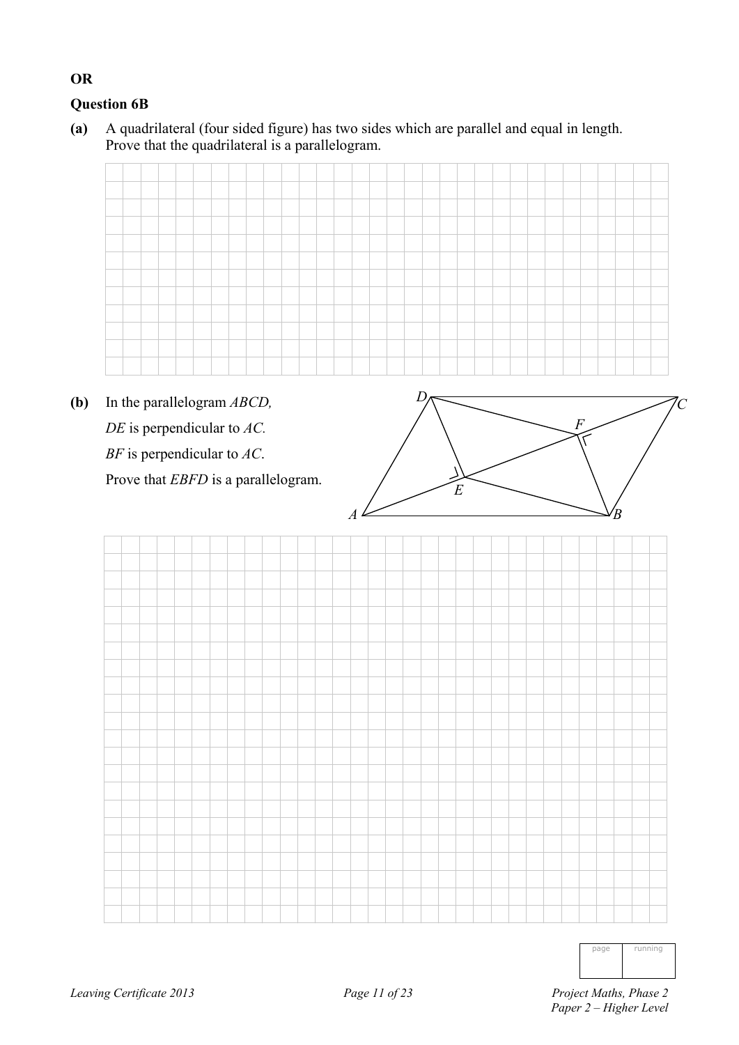**OR**

**Question 6B**

**(a)** A quadrilateral (four sided figure) has two sides which are parallel and equal in length. Prove that the quadrilateral is a parallelogram.

**(b)** In the parallelogram *ABCD*,

*DE* is perpendicular to *AC*.

*BF* is perpendicular to *AC*.

Prove that *EBFD* is a parallelogram.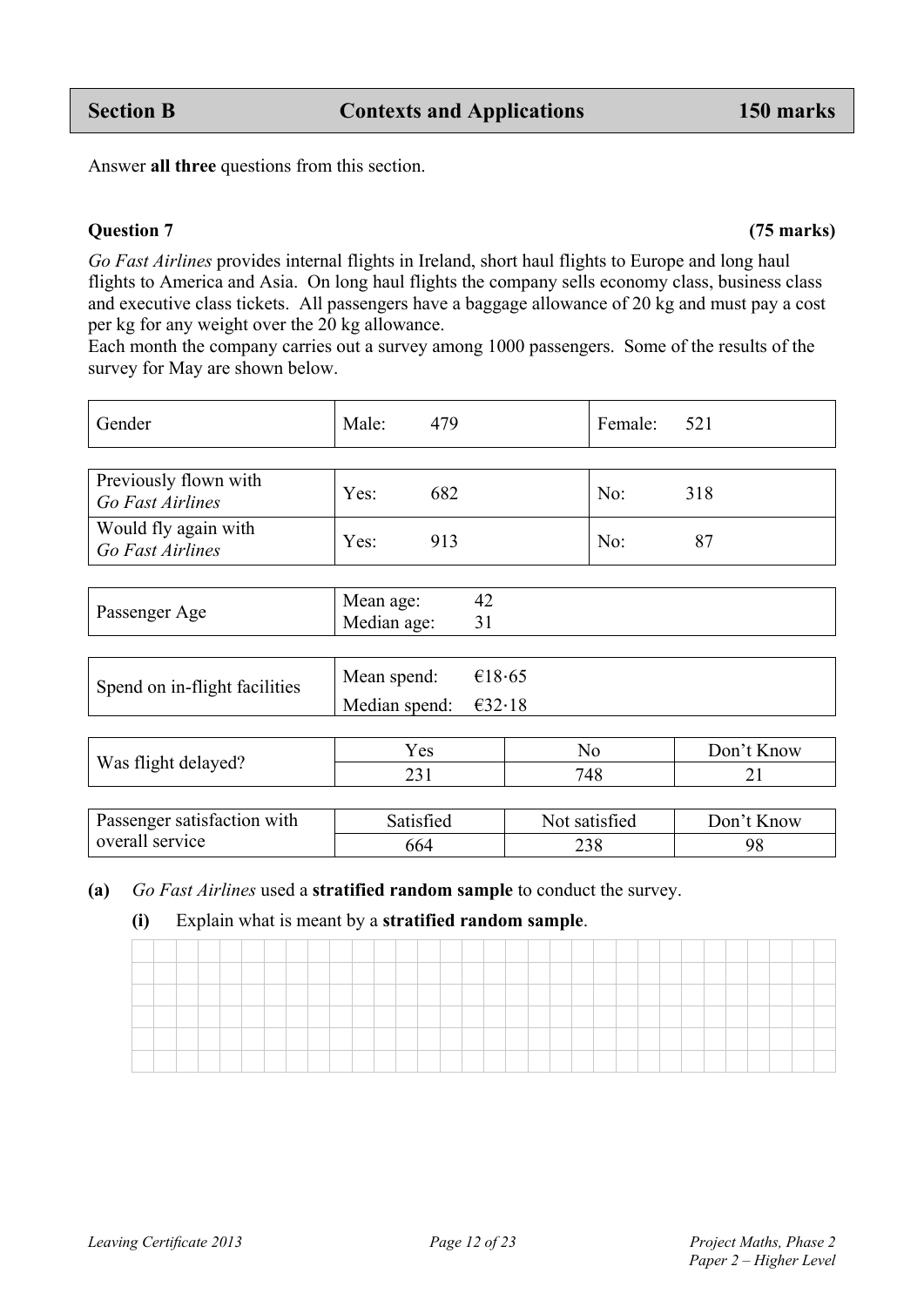## Section B — Contexts and Applications — 150 marks

Answer **all three** questions from this section.

### Question 7 (75 marks)

*Go Fast Airlines* provides internal flights in Ireland, short haul flights to Europe and long haul flights to America and Asia. On long haul flights the company sells economy class, business class and executive class tickets. All passengers have a baggage allowance of 20 kg and must pay a cost per kg for any weight over the 20 kg allowance.
Each month the company carries out a survey among 1000 passengers. Some of the results of the survey for May are shown below.

| Gender | Male: 479 | Female: 521 |
|---|---|---|

| Previously flown with *Go Fast Airlines* | Yes: 682 | No: 318 |
|---|---|---|
| Would fly again with *Go Fast Airlines* | Yes: 913 | No: 87 |

| Passenger Age | Mean age: 42<br>Median age: 31 |
|---|---|

| Spend on in-flight facilities | Mean spend: €18·65<br>Median spend: €32·18 |
|---|---|

| Was flight delayed? | Yes | No | Don't Know |
|---|---|---|---|
| | 231 | 748 | 21 |

| Passenger satisfaction with overall service | Satisfied | Not satisfied | Don't Know |
|---|---|---|---|
| | 664 | 238 | 98 |

**(a)** *Go Fast Airlines* used a **stratified random sample** to conduct the survey.

**(i)** Explain what is meant by a **stratified random sample**.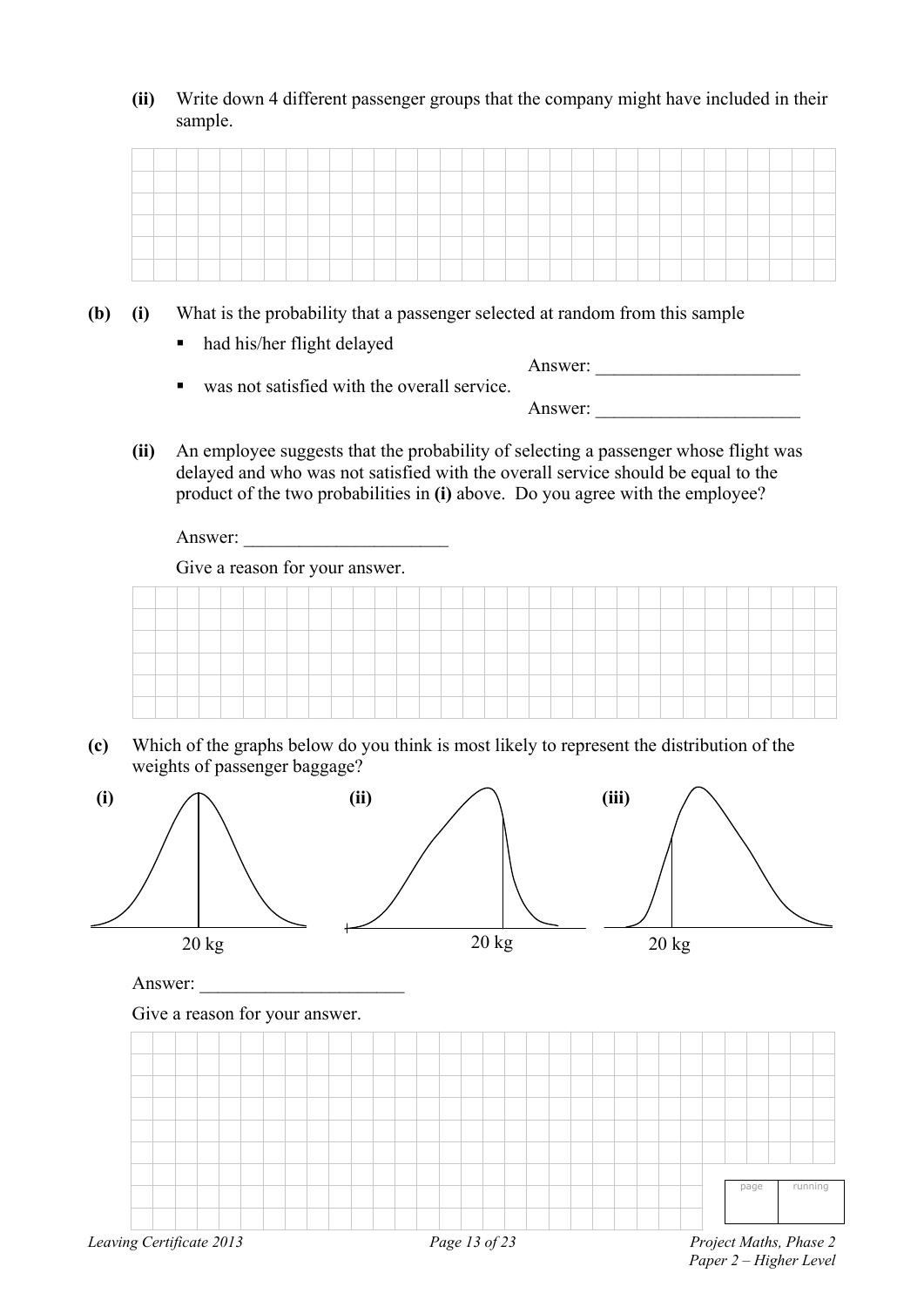**(ii)** Write down 4 different passenger groups that the company might have included in their sample.

**(b)** **(i)** What is the probability that a passenger selected at random from this sample

- had his/her flight delayed

Answer: ______________________

- was not satisfied with the overall service.

Answer: ______________________

**(ii)** An employee suggests that the probability of selecting a passenger whose flight was delayed and who was not satisfied with the overall service should be equal to the product of the two probabilities in **(i)** above. Do you agree with the employee?

Answer: ______________________

Give a reason for your answer.

**(c)** Which of the graphs below do you think is most likely to represent the distribution of the weights of passenger baggage?

**(i)** 20 kg

**(ii)** 20 kg

**(iii)** 20 kg

Answer: ______________________

Give a reason for your answer.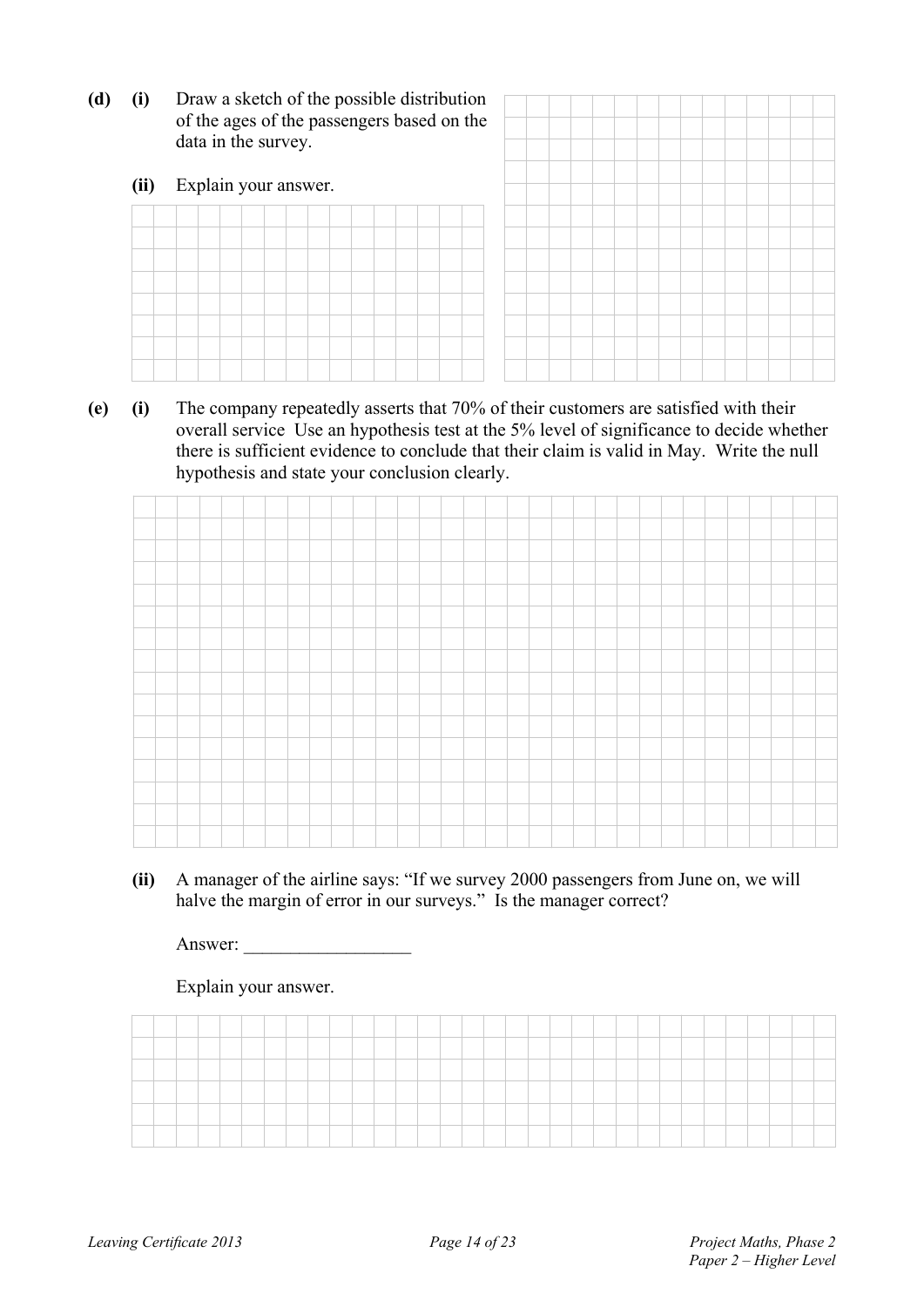**(d)** **(i)** Draw a sketch of the possible distribution of the ages of the passengers based on the data in the survey.

**(ii)** Explain your answer.

**(e)** **(i)** The company repeatedly asserts that 70% of their customers are satisfied with their overall service  Use an hypothesis test at the 5% level of significance to decide whether there is sufficient evidence to conclude that their claim is valid in May.  Write the null hypothesis and state your conclusion clearly.

**(ii)** A manager of the airline says: "If we survey 2000 passengers from June on, we will halve the margin of error in our surveys."  Is the manager correct?

Answer: __________________

Explain your answer.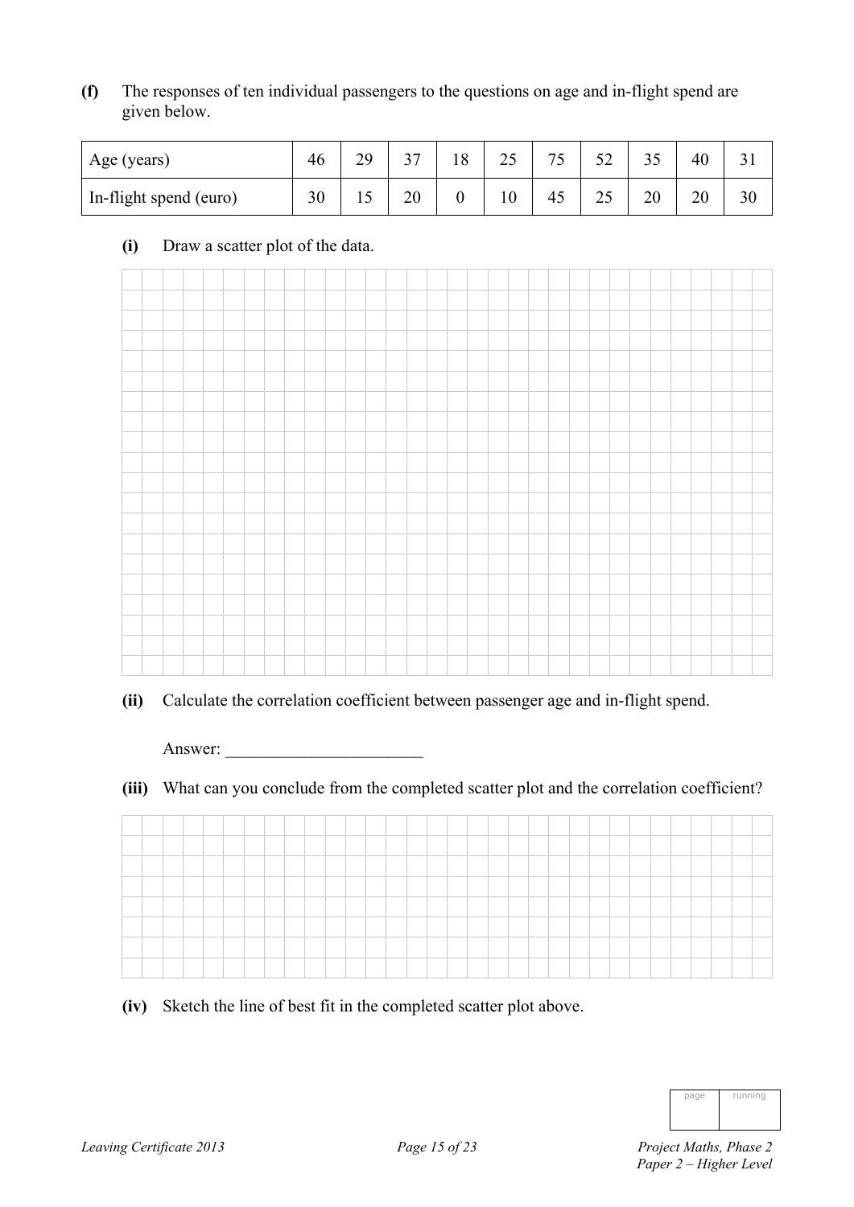**(f)** The responses of ten individual passengers to the questions on age and in-flight spend are given below.

| Age (years) | 46 | 29 | 37 | 18 | 25 | 75 | 52 | 35 | 40 | 31 |
|---|---|---|---|---|---|---|---|---|---|---|
| In-flight spend (euro) | 30 | 15 | 20 | 0 | 10 | 45 | 25 | 20 | 20 | 30 |

**(i)** Draw a scatter plot of the data.

**(ii)** Calculate the correlation coefficient between passenger age and in-flight spend.

Answer: _______________________

**(iii)** What can you conclude from the completed scatter plot and the correlation coefficient?

**(iv)** Sketch the line of best fit in the completed scatter plot above.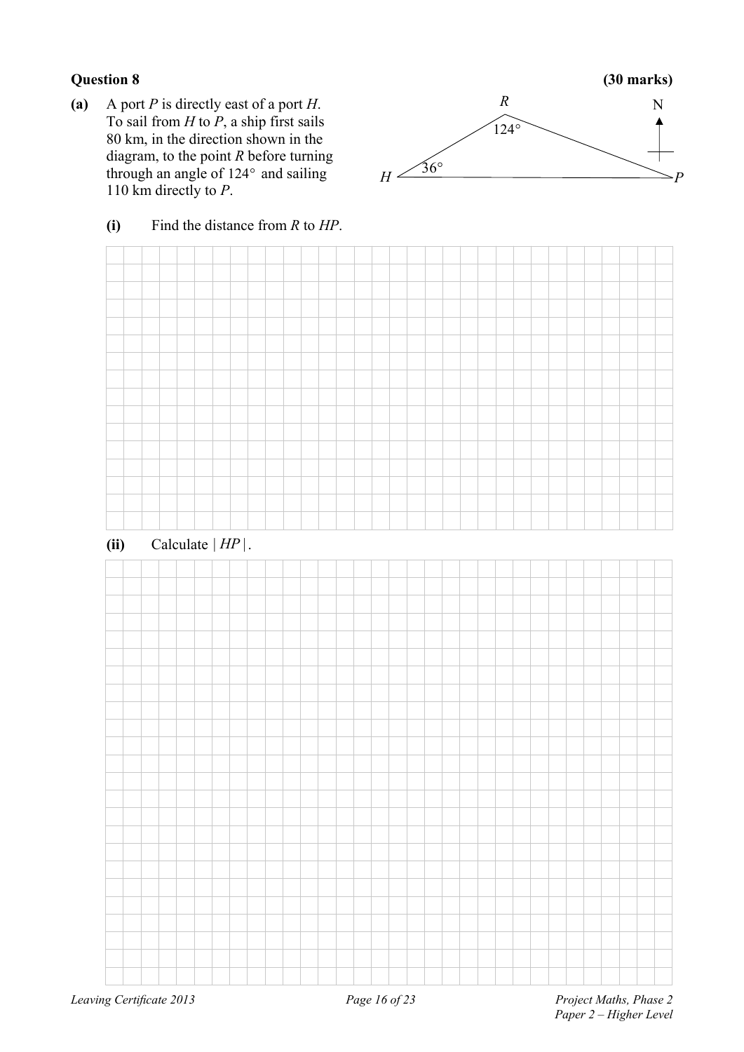**Question 8** **(30 marks)**

**(a)** A port $P$ is directly east of a port $H$. To sail from $H$ to $P$, a ship first sails 80 km, in the direction shown in the diagram, to the point $R$ before turning through an angle of $124^\circ$ and sailing 110 km directly to $P$.

**(i)** Find the distance from $R$ to $HP$.

**(ii)** Calculate $|HP|$.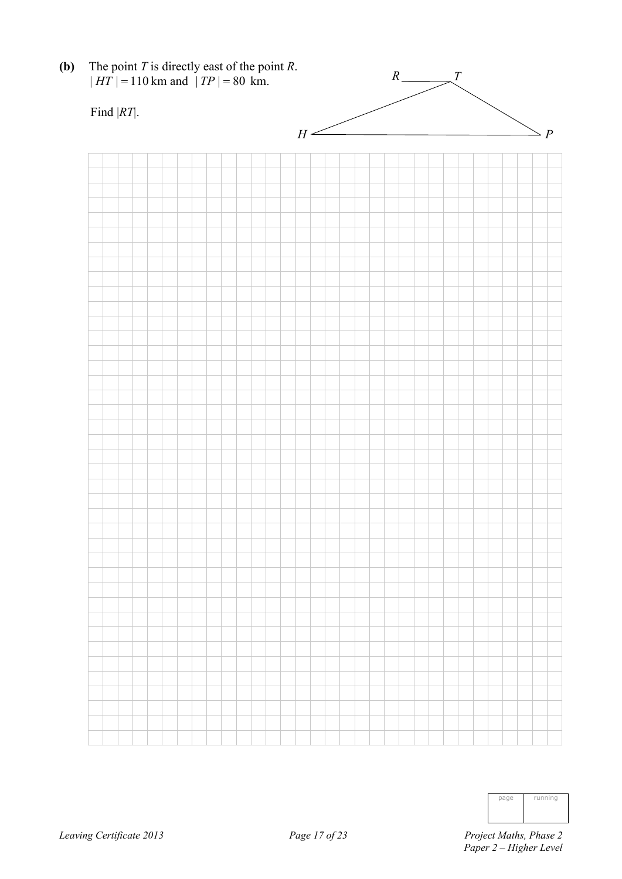**(b)** The point $T$ is directly east of the point $R$.
$|HT| = 110$ km and $|TP| = 80$ km.

Find $|RT|$.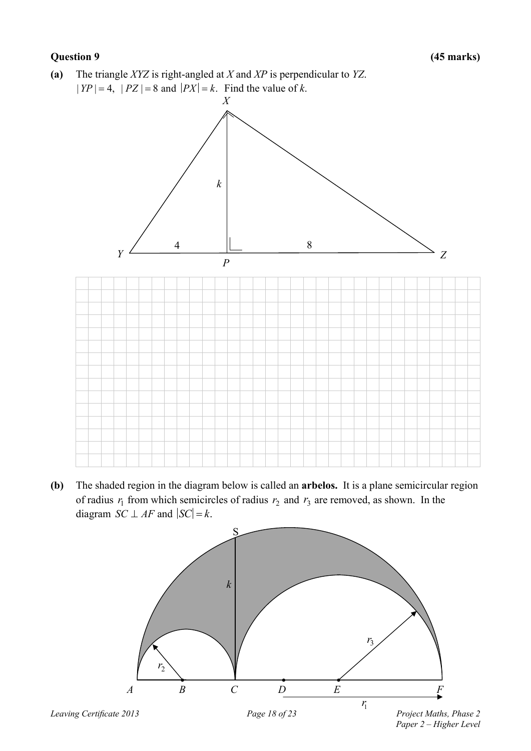**Question 9** **(45 marks)**

**(a)** The triangle $XYZ$ is right-angled at $X$ and $XP$ is perpendicular to $YZ$.
$|YP| = 4$, $|PZ| = 8$ and $|PX| = k$. Find the value of $k$.

**(b)** The shaded region in the diagram below is called an **arbelos.** It is a plane semicircular region of radius $r_1$ from which semicircles of radius $r_2$ and $r_3$ are removed, as shown. In the diagram $SC \perp AF$ and $|SC| = k$.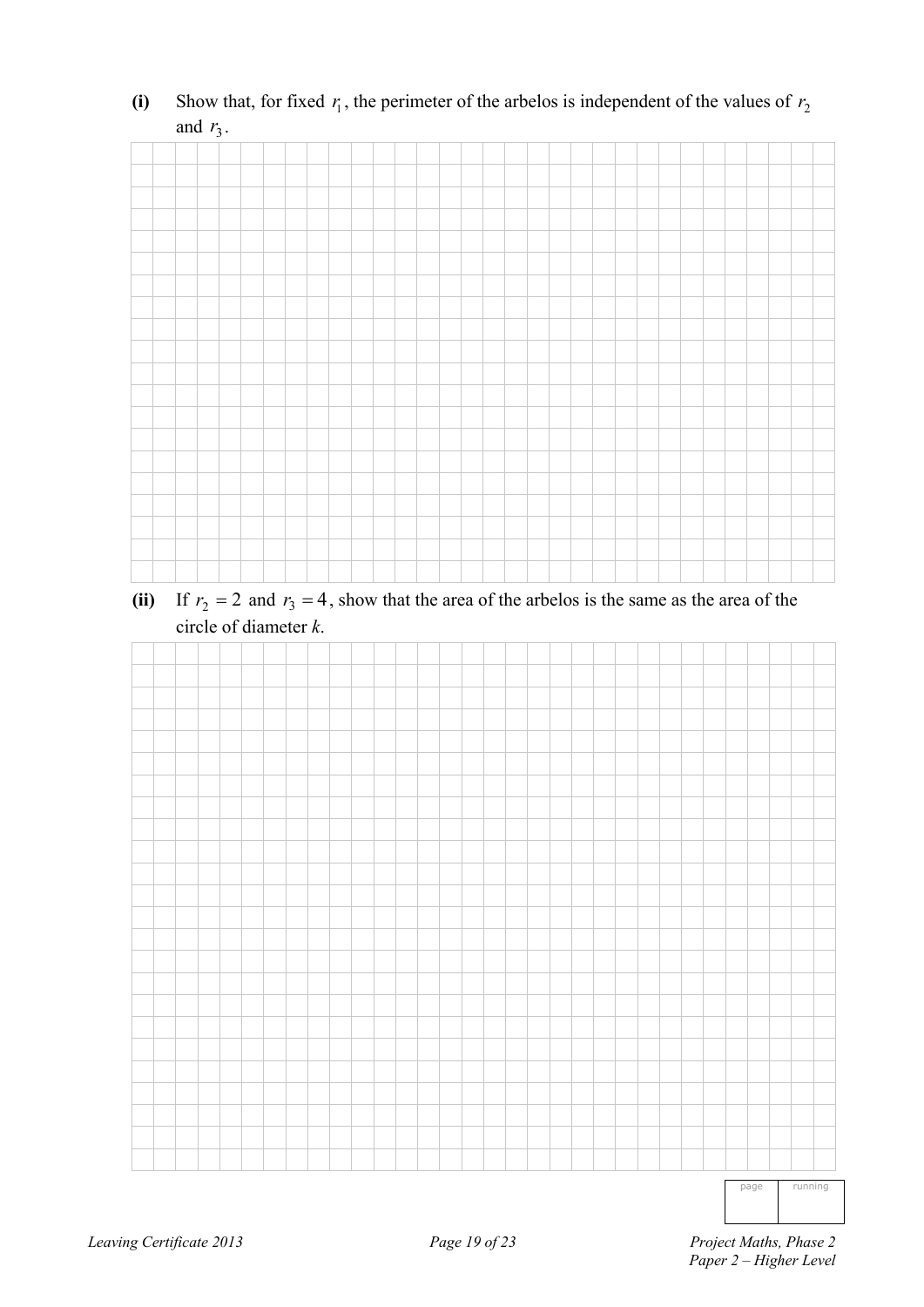**(i)** Show that, for fixed $r_1$, the perimeter of the arbelos is independent of the values of $r_2$ and $r_3$.

**(ii)** If $r_2 = 2$ and $r_3 = 4$, show that the area of the arbelos is the same as the area of the circle of diameter *k*.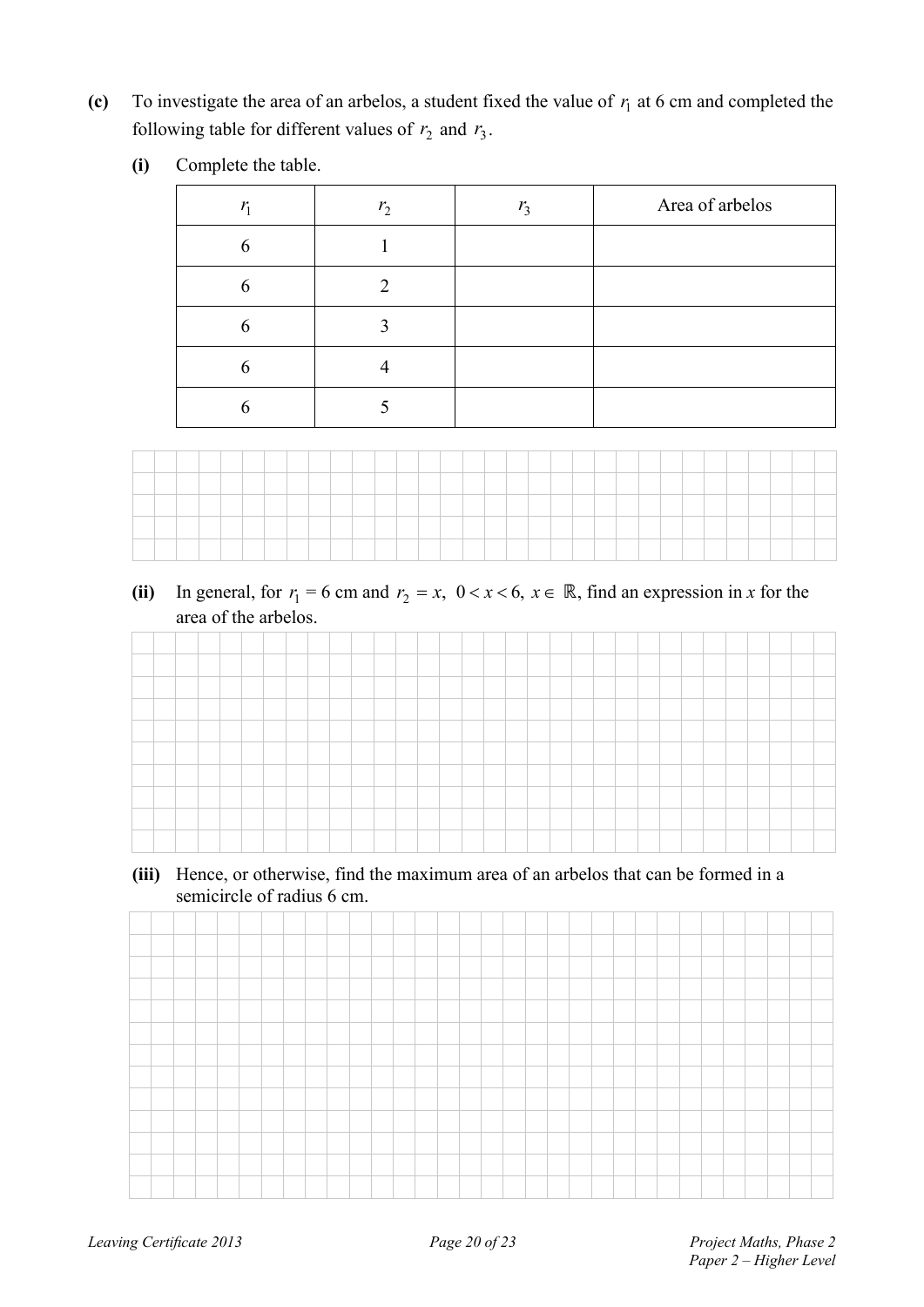**(c)** To investigate the area of an arbelos, a student fixed the value of $r_1$ at 6 cm and completed the following table for different values of $r_2$ and $r_3$.

**(i)** Complete the table.

| $r_1$ | $r_2$ | $r_3$ | Area of arbelos |
|---|---|---|---|
| 6 | 1 | | |
| 6 | 2 | | |
| 6 | 3 | | |
| 6 | 4 | | |
| 6 | 5 | | |

**(ii)** In general, for $r_1 = 6$ cm and $r_2 = x$, $0 < x < 6$, $x \in \mathbb{R}$, find an expression in $x$ for the area of the arbelos.

**(iii)** Hence, or otherwise, find the maximum area of an arbelos that can be formed in a semicircle of radius 6 cm.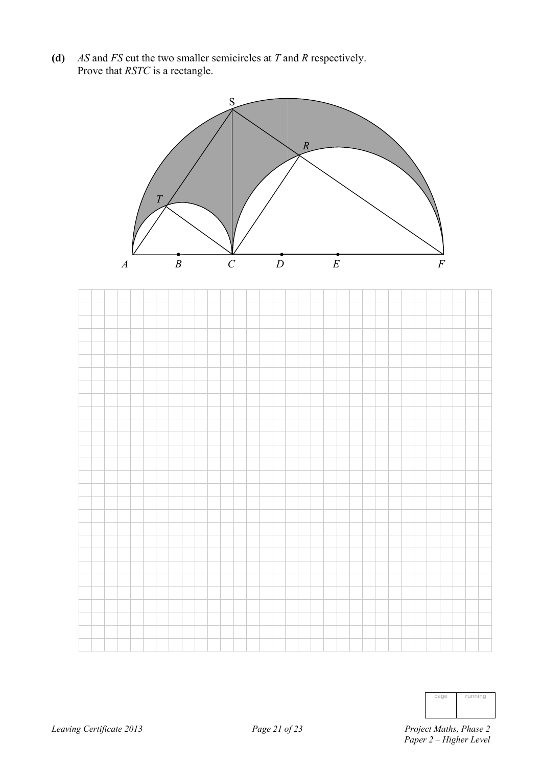**(d)** $AS$ and $FS$ cut the two smaller semicircles at $T$ and $R$ respectively.
Prove that $RSTC$ is a rectangle.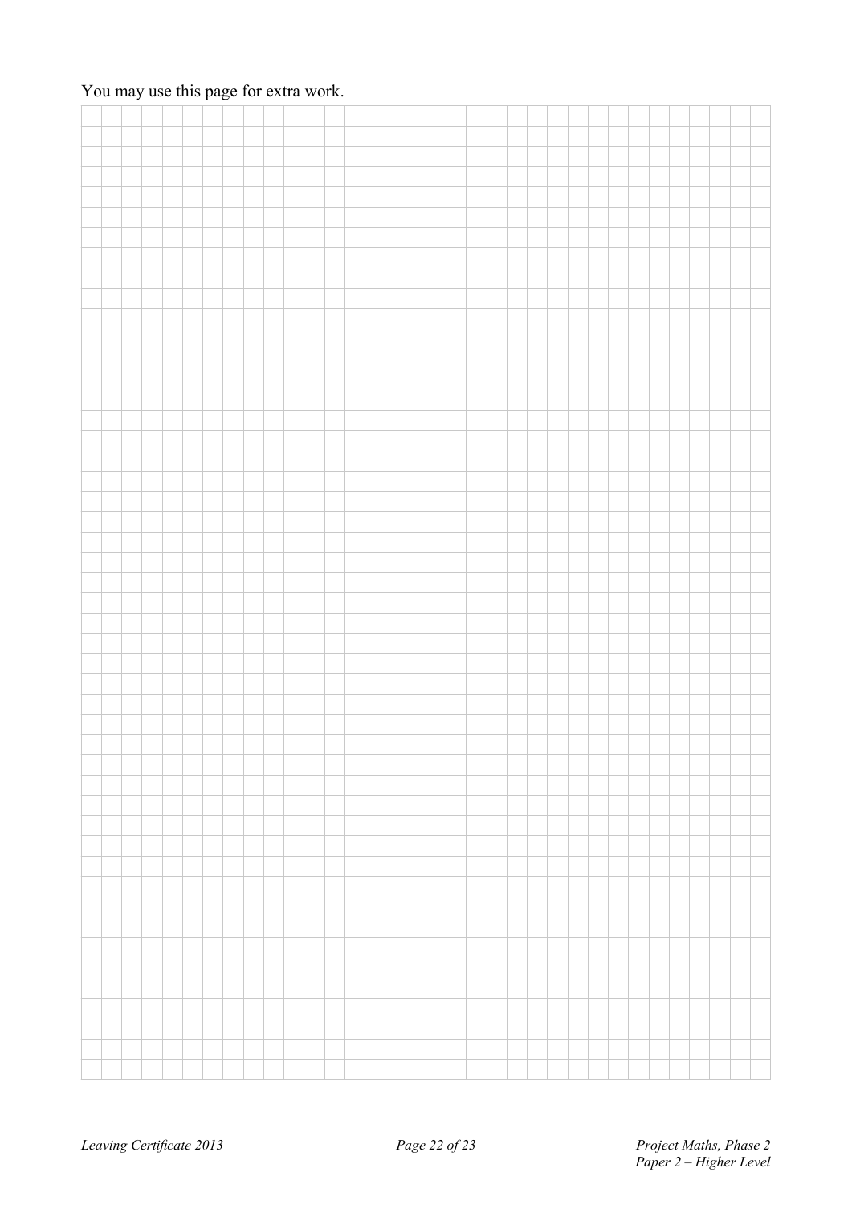You may use this page for extra work.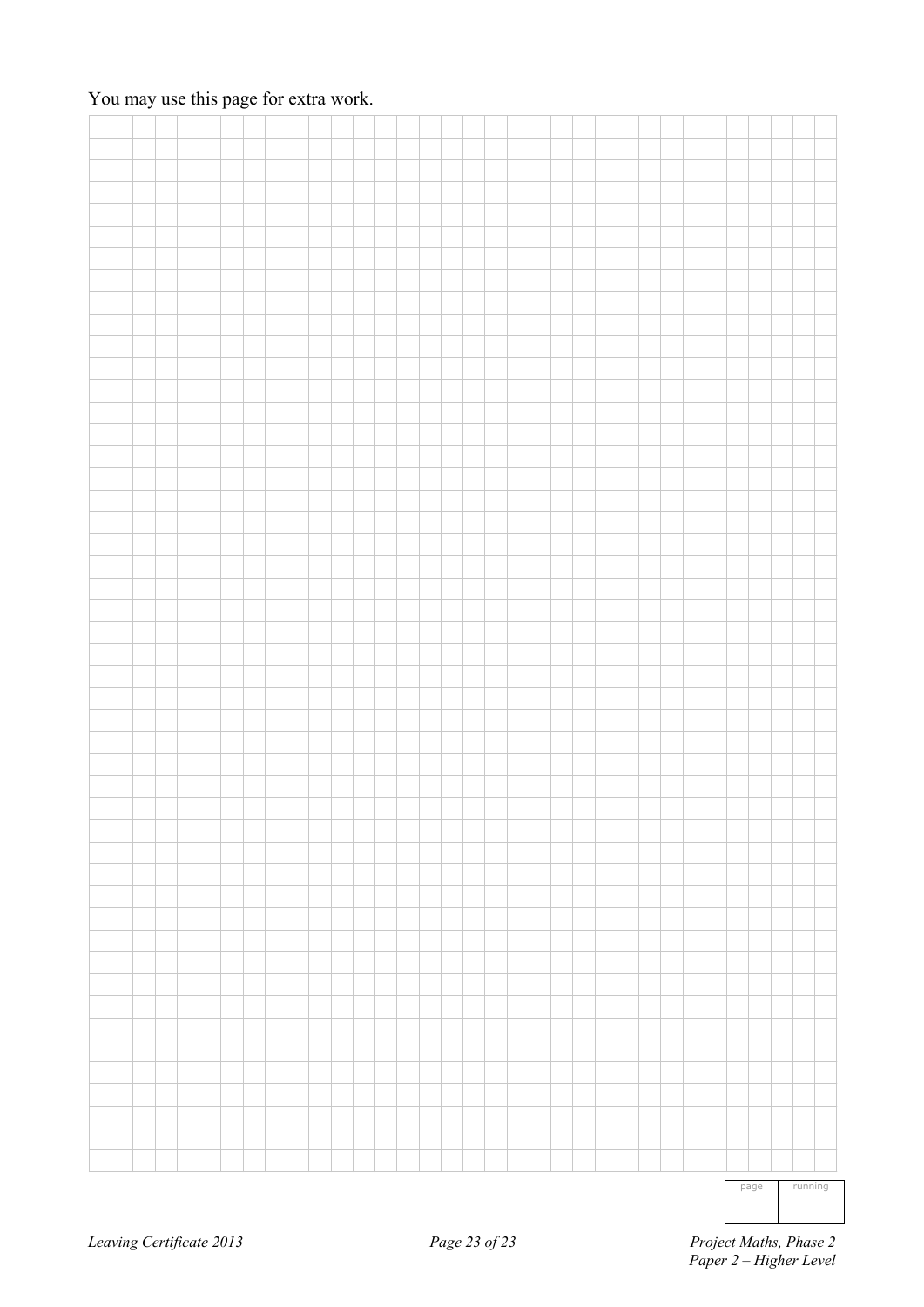You may use this page for extra work.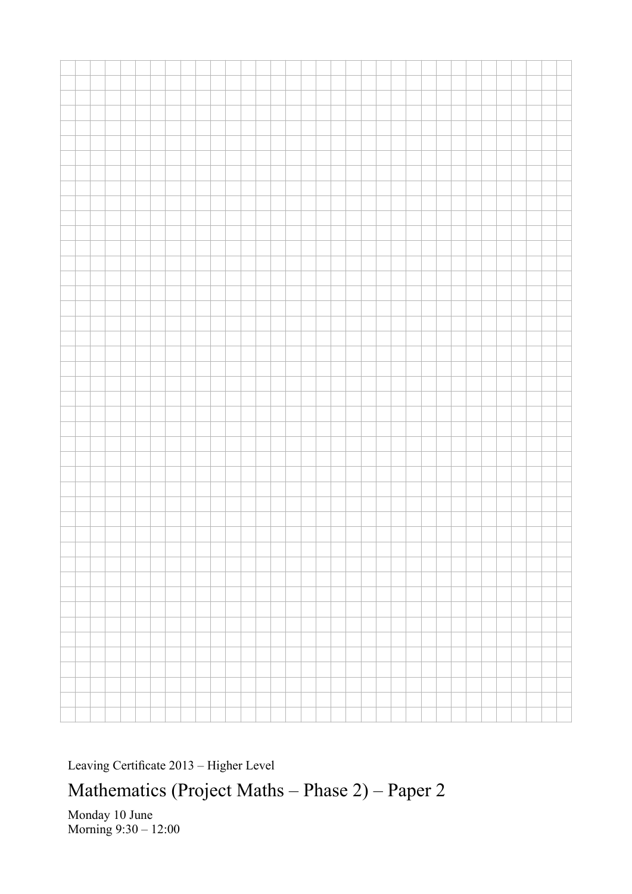Leaving Certificate 2013 – Higher Level

Mathematics (Project Maths – Phase 2) – Paper 2

Monday 10 June
Morning 9:30 – 12:00